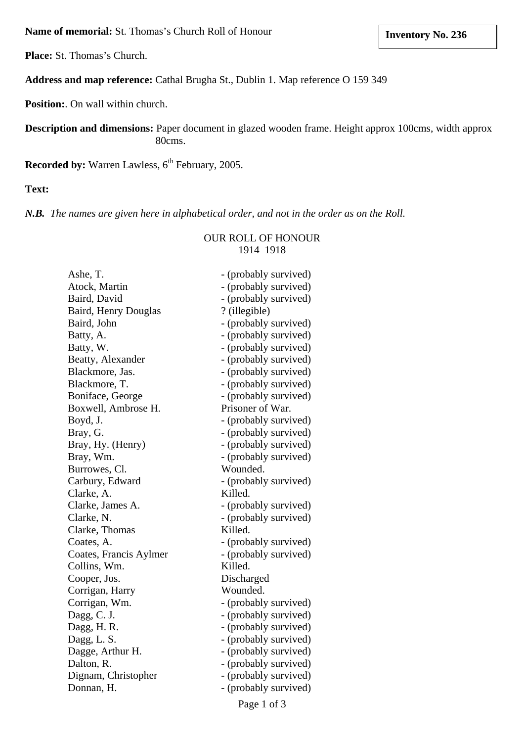**Name of memorial:** St. Thomas's Church Roll of Honour

**Inventory No. 236**

**Place:** St. Thomas's Church.

**Address and map reference:** Cathal Brugha St., Dublin 1. Map reference O 159 349

**Position:**. On wall within church.

**Description and dimensions:** Paper document in glazed wooden frame. Height approx 100cms, width approx 80cms.

**Recorded by:** Warren Lawless, 6th February, 2005.

**Text:**

***N.B.** The names are given here in alphabetical order, and not in the order as on the Roll.*

OUR ROLL OF HONOUR
1914 1918

| | |
|---|---|
| Ashe, T. | - (probably survived) |
| Atock, Martin | - (probably survived) |
| Baird, David | - (probably survived) |
| Baird, Henry Douglas | ? (illegible) |
| Baird, John | - (probably survived) |
| Batty, A. | - (probably survived) |
| Batty, W. | - (probably survived) |
| Beatty, Alexander | - (probably survived) |
| Blackmore, Jas. | - (probably survived) |
| Blackmore, T. | - (probably survived) |
| Boniface, George | - (probably survived) |
| Boxwell, Ambrose H. | Prisoner of War. |
| Boyd, J. | - (probably survived) |
| Bray, G. | - (probably survived) |
| Bray, Hy. (Henry) | - (probably survived) |
| Bray, Wm. | - (probably survived) |
| Burrowes, Cl. | Wounded. |
| Carbury, Edward | - (probably survived) |
| Clarke, A. | Killed. |
| Clarke, James A. | - (probably survived) |
| Clarke, N. | - (probably survived) |
| Clarke, Thomas | Killed. |
| Coates, A. | - (probably survived) |
| Coates, Francis Aylmer | - (probably survived) |
| Collins, Wm. | Killed. |
| Cooper, Jos. | Discharged |
| Corrigan, Harry | Wounded. |
| Corrigan, Wm. | - (probably survived) |
| Dagg, C. J. | - (probably survived) |
| Dagg, H. R. | - (probably survived) |
| Dagg, L. S. | - (probably survived) |
| Dagge, Arthur H. | - (probably survived) |
| Dalton, R. | - (probably survived) |
| Dignam, Christopher | - (probably survived) |
| Donnan, H. | - (probably survived) |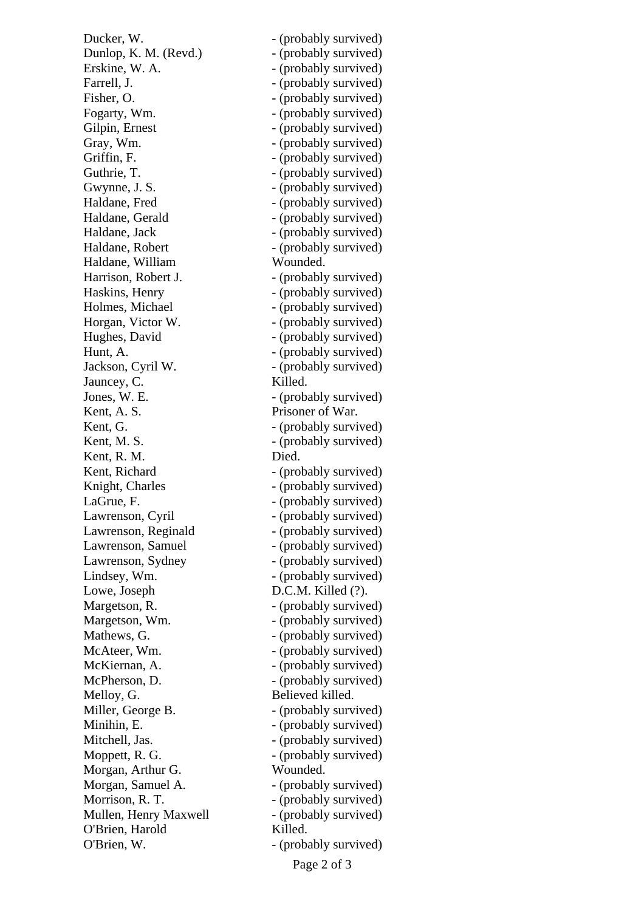Ducker, W. - (probably survived)
Dunlop, K. M. (Revd.) - (probably survived)
Erskine, W. A. - (probably survived)
Farrell, J. - (probably survived)
Fisher, O. - (probably survived)
Fogarty, Wm. - (probably survived)
Gilpin, Ernest - (probably survived)
Gray, Wm. - (probably survived)
Griffin, F. - (probably survived)
Guthrie, T. - (probably survived)
Gwynne, J. S. - (probably survived)
Haldane, Fred - (probably survived)
Haldane, Gerald - (probably survived)
Haldane, Jack - (probably survived)
Haldane, Robert - (probably survived)
Haldane, William Wounded.
Harrison, Robert J. - (probably survived)
Haskins, Henry - (probably survived)
Holmes, Michael - (probably survived)
Horgan, Victor W. - (probably survived)
Hughes, David - (probably survived)
Hunt, A. - (probably survived)
Jackson, Cyril W. - (probably survived)
Jauncey, C. Killed.
Jones, W. E. - (probably survived)
Kent, A. S. Prisoner of War.
Kent, G. - (probably survived)
Kent, M. S. - (probably survived)
Kent, R. M. Died.
Kent, Richard - (probably survived)
Knight, Charles - (probably survived)
LaGrue, F. - (probably survived)
Lawrenson, Cyril - (probably survived)
Lawrenson, Reginald - (probably survived)
Lawrenson, Samuel - (probably survived)
Lawrenson, Sydney - (probably survived)
Lindsey, Wm. - (probably survived)
Lowe, Joseph D.C.M. Killed (?).
Margetson, R. - (probably survived)
Margetson, Wm. - (probably survived)
Mathews, G. - (probably survived)
McAteer, Wm. - (probably survived)
McKiernan, A. - (probably survived)
McPherson, D. - (probably survived)
Melloy, G. Believed killed.
Miller, George B. - (probably survived)
Minihin, E. - (probably survived)
Mitchell, Jas. - (probably survived)
Moppett, R. G. - (probably survived)
Morgan, Arthur G. Wounded.
Morgan, Samuel A. - (probably survived)
Morrison, R. T. - (probably survived)
Mullen, Henry Maxwell - (probably survived)
O'Brien, Harold Killed.
O'Brien, W. - (probably survived)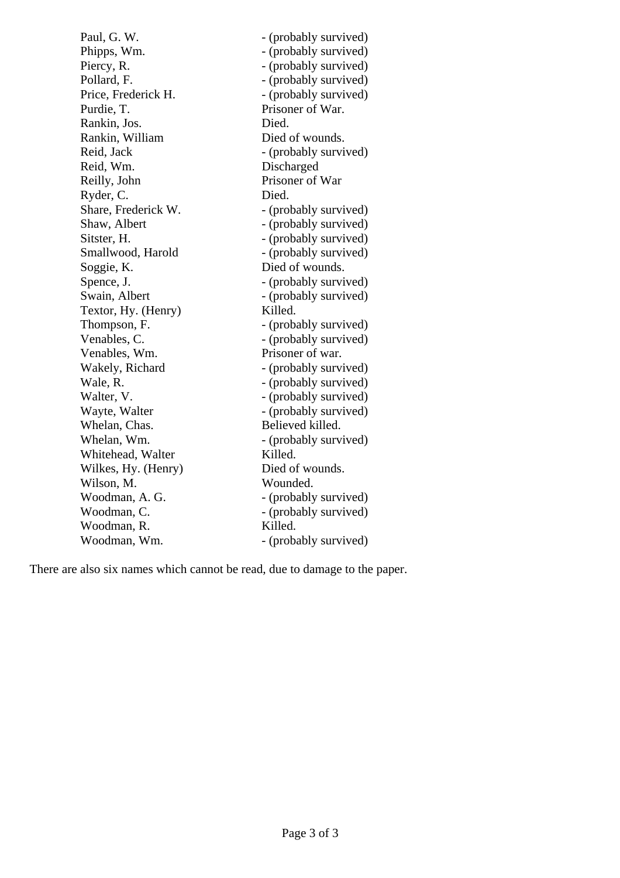| | |
|---|---|
| Paul, G. W. | - (probably survived) |
| Phipps, Wm. | - (probably survived) |
| Piercy, R. | - (probably survived) |
| Pollard, F. | - (probably survived) |
| Price, Frederick H. | - (probably survived) |
| Purdie, T. | Prisoner of War. |
| Rankin, Jos. | Died. |
| Rankin, William | Died of wounds. |
| Reid, Jack | - (probably survived) |
| Reid, Wm. | Discharged |
| Reilly, John | Prisoner of War |
| Ryder, C. | Died. |
| Share, Frederick W. | - (probably survived) |
| Shaw, Albert | - (probably survived) |
| Sitster, H. | - (probably survived) |
| Smallwood, Harold | - (probably survived) |
| Soggie, K. | Died of wounds. |
| Spence, J. | - (probably survived) |
| Swain, Albert | - (probably survived) |
| Textor, Hy. (Henry) | Killed. |
| Thompson, F. | - (probably survived) |
| Venables, C. | - (probably survived) |
| Venables, Wm. | Prisoner of war. |
| Wakely, Richard | - (probably survived) |
| Wale, R. | - (probably survived) |
| Walter, V. | - (probably survived) |
| Wayte, Walter | - (probably survived) |
| Whelan, Chas. | Believed killed. |
| Whelan, Wm. | - (probably survived) |
| Whitehead, Walter | Killed. |
| Wilkes, Hy. (Henry) | Died of wounds. |
| Wilson, M. | Wounded. |
| Woodman, A. G. | - (probably survived) |
| Woodman, C. | - (probably survived) |
| Woodman, R. | Killed. |
| Woodman, Wm. | - (probably survived) |

There are also six names which cannot be read, due to damage to the paper.